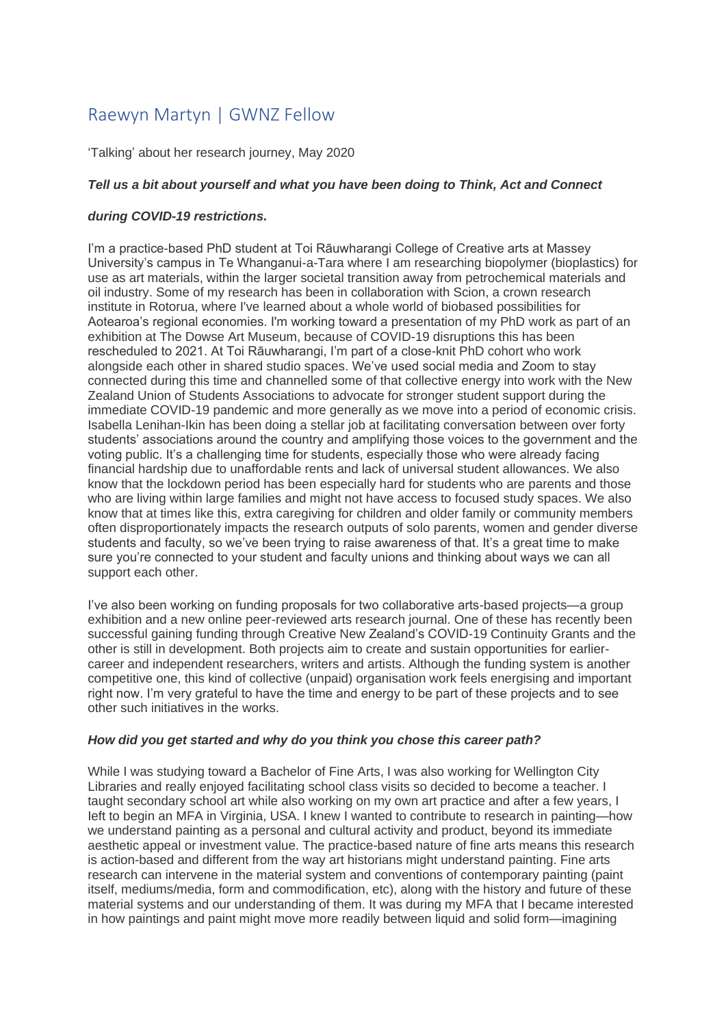# Raewyn Martyn | GWNZ Fellow

'Talking' about her research journey, May 2020

***Tell us a bit about yourself and what you have been doing to Think, Act and Connect during COVID-19 restrictions.***

I'm a practice-based PhD student at Toi Rāuwharangi College of Creative arts at Massey University's campus in Te Whanganui-a-Tara where I am researching biopolymer (bioplastics) for use as art materials, within the larger societal transition away from petrochemical materials and oil industry. Some of my research has been in collaboration with Scion, a crown research institute in Rotorua, where I've learned about a whole world of biobased possibilities for Aotearoa's regional economies. I'm working toward a presentation of my PhD work as part of an exhibition at The Dowse Art Museum, because of COVID-19 disruptions this has been rescheduled to 2021. At Toi Rāuwharangi, I'm part of a close-knit PhD cohort who work alongside each other in shared studio spaces. We've used social media and Zoom to stay connected during this time and channelled some of that collective energy into work with the New Zealand Union of Students Associations to advocate for stronger student support during the immediate COVID-19 pandemic and more generally as we move into a period of economic crisis. Isabella Lenihan-Ikin has been doing a stellar job at facilitating conversation between over forty students' associations around the country and amplifying those voices to the government and the voting public. It's a challenging time for students, especially those who were already facing financial hardship due to unaffordable rents and lack of universal student allowances. We also know that the lockdown period has been especially hard for students who are parents and those who are living within large families and might not have access to focused study spaces. We also know that at times like this, extra caregiving for children and older family or community members often disproportionately impacts the research outputs of solo parents, women and gender diverse students and faculty, so we've been trying to raise awareness of that. It's a great time to make sure you're connected to your student and faculty unions and thinking about ways we can all support each other.

I've also been working on funding proposals for two collaborative arts-based projects—a group exhibition and a new online peer-reviewed arts research journal. One of these has recently been successful gaining funding through Creative New Zealand's COVID-19 Continuity Grants and the other is still in development. Both projects aim to create and sustain opportunities for earlier-career and independent researchers, writers and artists. Although the funding system is another competitive one, this kind of collective (unpaid) organisation work feels energising and important right now. I'm very grateful to have the time and energy to be part of these projects and to see other such initiatives in the works.

***How did you get started and why do you think you chose this career path?***

While I was studying toward a Bachelor of Fine Arts, I was also working for Wellington City Libraries and really enjoyed facilitating school class visits so decided to become a teacher. I taught secondary school art while also working on my own art practice and after a few years, I left to begin an MFA in Virginia, USA. I knew I wanted to contribute to research in painting—how we understand painting as a personal and cultural activity and product, beyond its immediate aesthetic appeal or investment value. The practice-based nature of fine arts means this research is action-based and different from the way art historians might understand painting. Fine arts research can intervene in the material system and conventions of contemporary painting (paint itself, mediums/media, form and commodification, etc), along with the history and future of these material systems and our understanding of them. It was during my MFA that I became interested in how paintings and paint might move more readily between liquid and solid form—imagining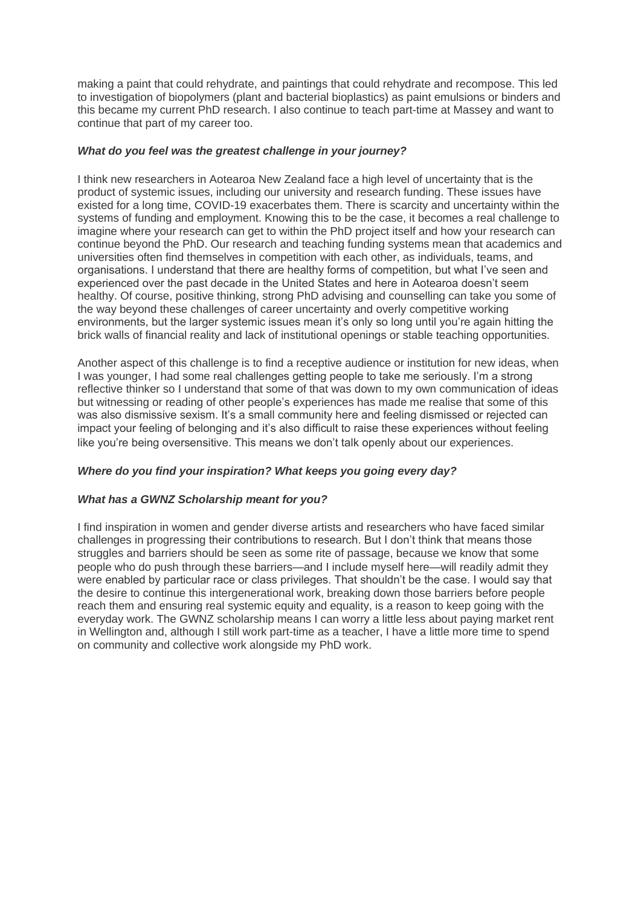making a paint that could rehydrate, and paintings that could rehydrate and recompose. This led to investigation of biopolymers (plant and bacterial bioplastics) as paint emulsions or binders and this became my current PhD research. I also continue to teach part-time at Massey and want to continue that part of my career too.

***What do you feel was the greatest challenge in your journey?***

I think new researchers in Aotearoa New Zealand face a high level of uncertainty that is the product of systemic issues, including our university and research funding. These issues have existed for a long time, COVID-19 exacerbates them. There is scarcity and uncertainty within the systems of funding and employment. Knowing this to be the case, it becomes a real challenge to imagine where your research can get to within the PhD project itself and how your research can continue beyond the PhD. Our research and teaching funding systems mean that academics and universities often find themselves in competition with each other, as individuals, teams, and organisations. I understand that there are healthy forms of competition, but what I've seen and experienced over the past decade in the United States and here in Aotearoa doesn't seem healthy. Of course, positive thinking, strong PhD advising and counselling can take you some of the way beyond these challenges of career uncertainty and overly competitive working environments, but the larger systemic issues mean it's only so long until you're again hitting the brick walls of financial reality and lack of institutional openings or stable teaching opportunities.

Another aspect of this challenge is to find a receptive audience or institution for new ideas, when I was younger, I had some real challenges getting people to take me seriously. I'm a strong reflective thinker so I understand that some of that was down to my own communication of ideas but witnessing or reading of other people's experiences has made me realise that some of this was also dismissive sexism. It's a small community here and feeling dismissed or rejected can impact your feeling of belonging and it's also difficult to raise these experiences without feeling like you're being oversensitive. This means we don't talk openly about our experiences.

***Where do you find your inspiration? What keeps you going every day?***

***What has a GWNZ Scholarship meant for you?***

I find inspiration in women and gender diverse artists and researchers who have faced similar challenges in progressing their contributions to research. But I don't think that means those struggles and barriers should be seen as some rite of passage, because we know that some people who do push through these barriers—and I include myself here—will readily admit they were enabled by particular race or class privileges. That shouldn't be the case. I would say that the desire to continue this intergenerational work, breaking down those barriers before people reach them and ensuring real systemic equity and equality, is a reason to keep going with the everyday work. The GWNZ scholarship means I can worry a little less about paying market rent in Wellington and, although I still work part-time as a teacher, I have a little more time to spend on community and collective work alongside my PhD work.